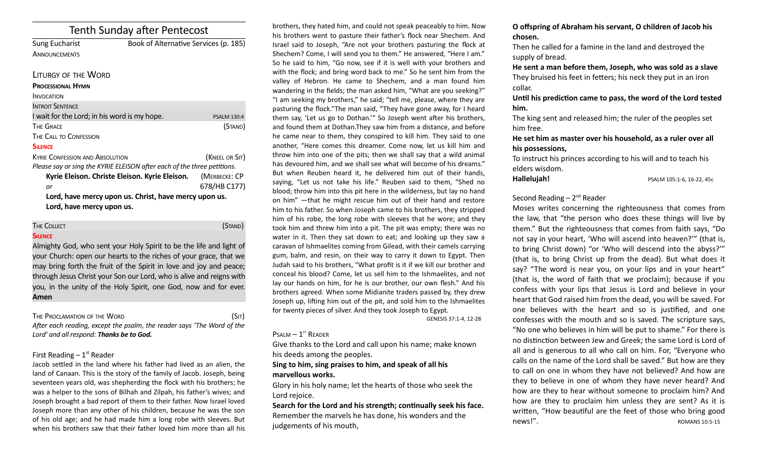# Tenth Sunday after Pentecost

Sung Eucharist — Book of Alternative Services (p. 185)

ANNOUNCEMENTS

## LITURGY OF THE WORD

**PROCESSIONAL HYMN**

INVOCATION

INTROIT SENTENCE

I wait for the Lord; in his word is my hope. — PSALM 130:4

THE GRACE (STAND)

THE CALL TO CONFESSION

**SILENCE**

KYRIE CONFESSION AND ABSOLUTION (KNEEL OR SIT)

*Please say or sing the KYRIE ELEISON after each of the three petitions.*

**Kyrie Eleison. Christe Eleison. Kyrie Eleison.** (MERBECKE: CP 678/HB C177)

*or*

**Lord, have mercy upon us. Christ, have mercy upon us. Lord, have mercy upon us.**

THE COLLECT (STAND)

**SILENCE**

Almighty God, who sent your Holy Spirit to be the life and light of your Church: open our hearts to the riches of your grace, that we may bring forth the fruit of the Spirit in love and joy and peace; through Jesus Christ your Son our Lord, who is alive and reigns with you, in the unity of the Holy Spirit, one God, now and for ever. **Amen**

THE PROCLAMATION OF THE WORD (SIT)

*After each reading, except the psalm, the reader says 'The Word of the Lord' and all respond:* ***Thanks be to God.***

First Reading – 1st Reader

Jacob settled in the land where his father had lived as an alien, the land of Canaan. This is the story of the family of Jacob. Joseph, being seventeen years old, was shepherding the flock with his brothers; he was a helper to the sons of Bilhah and Zilpah, his father's wives; and Joseph brought a bad report of them to their father. Now Israel loved Joseph more than any other of his children, because he was the son of his old age; and he had made him a long robe with sleeves. But when his brothers saw that their father loved him more than all his brothers, they hated him, and could not speak peaceably to him. Now his brothers went to pasture their father's flock near Shechem. And Israel said to Joseph, "Are not your brothers pasturing the flock at Shechem? Come, I will send you to them." He answered, "Here I am." So he said to him, "Go now, see if it is well with your brothers and with the flock; and bring word back to me." So he sent him from the valley of Hebron. He came to Shechem, and a man found him wandering in the fields; the man asked him, "What are you seeking?" "I am seeking my brothers," he said; "tell me, please, where they are pasturing the flock."The man said, "They have gone away, for I heard them say, 'Let us go to Dothan.'" So Joseph went after his brothers, and found them at Dothan.They saw him from a distance, and before he came near to them, they conspired to kill him. They said to one another, "Here comes this dreamer. Come now, let us kill him and throw him into one of the pits; then we shall say that a wild animal has devoured him, and we shall see what will become of his dreams." But when Reuben heard it, he delivered him out of their hands, saying, "Let us not take his life." Reuben said to them, "Shed no blood; throw him into this pit here in the wilderness, but lay no hand on him" —that he might rescue him out of their hand and restore him to his father. So when Joseph came to his brothers, they stripped him of his robe, the long robe with sleeves that he wore; and they took him and threw him into a pit. The pit was empty; there was no water in it. Then they sat down to eat; and looking up they saw a caravan of Ishmaelites coming from Gilead, with their camels carrying gum, balm, and resin, on their way to carry it down to Egypt. Then Judah said to his brothers, "What profit is it if we kill our brother and conceal his blood? Come, let us sell him to the Ishmaelites, and not lay our hands on him, for he is our brother, our own flesh." And his brothers agreed. When some Midianite traders passed by, they drew Joseph up, lifting him out of the pit, and sold him to the Ishmaelites for twenty pieces of silver. And they took Joseph to Egypt.

GENESIS 37:1-4, 12-28

PSALM – 1ST READER

Give thanks to the Lord and call upon his name; make known his deeds among the peoples.

**Sing to him, sing praises to him, and speak of all his marvellous works.**

Glory in his holy name; let the hearts of those who seek the Lord rejoice.

**Search for the Lord and his strength; continually seek his face.**

Remember the marvels he has done, his wonders and the judgements of his mouth,

**O offspring of Abraham his servant, O children of Jacob his chosen.**

Then he called for a famine in the land and destroyed the supply of bread.

**He sent a man before them, Joseph, who was sold as a slave**

They bruised his feet in fetters; his neck they put in an iron collar.

**Until his prediction came to pass, the word of the Lord tested him.**

The king sent and released him; the ruler of the peoples set him free.

**He set him as master over his household, as a ruler over all his possessions,**

To instruct his princes according to his will and to teach his elders wisdom.

**Hallelujah!**

PSALM 105:1-6, 16-22, 45c

Second Reading – 2nd Reader

Moses writes concerning the righteousness that comes from the law, that "the person who does these things will live by them." But the righteousness that comes from faith says, "Do not say in your heart, 'Who will ascend into heaven?'" (that is, to bring Christ down) "or 'Who will descend into the abyss?'" (that is, to bring Christ up from the dead). But what does it say? "The word is near you, on your lips and in your heart" (that is, the word of faith that we proclaim); because if you confess with your lips that Jesus is Lord and believe in your heart that God raised him from the dead, you will be saved. For one believes with the heart and so is justified, and one confesses with the mouth and so is saved. The scripture says, "No one who believes in him will be put to shame." For there is no distinction between Jew and Greek; the same Lord is Lord of all and is generous to all who call on him. For, "Everyone who calls on the name of the Lord shall be saved." But how are they to call on one in whom they have not believed? And how are they to believe in one of whom they have never heard? And how are they to hear without someone to proclaim him? And how are they to proclaim him unless they are sent? As it is written, "How beautiful are the feet of those who bring good news!".

ROMANS 10:5-15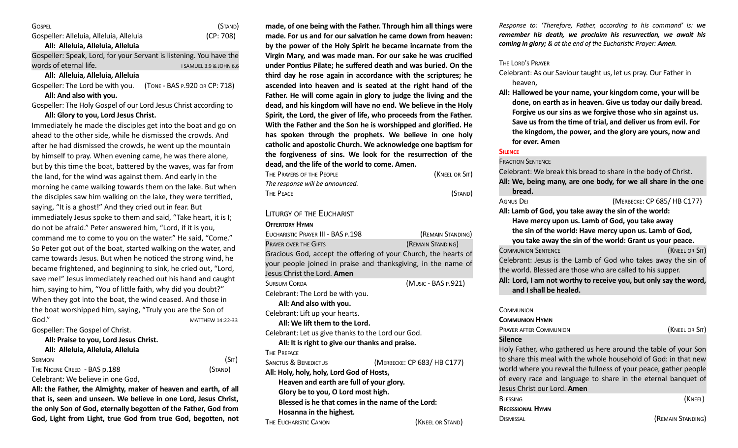GOSPEL (STAND)

Gospeller: Alleluia, Alleluia, Alleluia (CP: 708)

**All: Alleluia, Alleluia, Alleluia**

Gospeller: Speak, Lord, for your Servant is listening. You have the words of eternal life. I SAMUEL 3.9 & JOHN 6.6

**All: Alleluia, Alleluia, Alleluia**

Gospeller: The Lord be with you. (TONE - BAS P.920 OR CP: 718)

**All: And also with you.**

Gospeller: The Holy Gospel of our Lord Jesus Christ according to

**All: Glory to you, Lord Jesus Christ.**

Immediately he made the disciples get into the boat and go on ahead to the other side, while he dismissed the crowds. And after he had dismissed the crowds, he went up the mountain by himself to pray. When evening came, he was there alone, but by this time the boat, battered by the waves, was far from the land, for the wind was against them. And early in the morning he came walking towards them on the lake. But when the disciples saw him walking on the lake, they were terrified, saying, "It is a ghost!" And they cried out in fear. But immediately Jesus spoke to them and said, "Take heart, it is I; do not be afraid." Peter answered him, "Lord, if it is you, command me to come to you on the water." He said, "Come." So Peter got out of the boat, started walking on the water, and came towards Jesus. But when he noticed the strong wind, he became frightened, and beginning to sink, he cried out, "Lord, save me!" Jesus immediately reached out his hand and caught him, saying to him, "You of little faith, why did you doubt?" When they got into the boat, the wind ceased. And those in the boat worshipped him, saying, "Truly you are the Son of God." MATTHEW 14:22-33

Gospeller: The Gospel of Christ.

**All: Praise to you, Lord Jesus Christ.**

**All: Alleluia, Alleluia, Alleluia**

SERMON (SIT)

THE NICENE CREED - BAS p.188 (STAND)

Celebrant: We believe in one God,

**All: the Father, the Almighty, maker of heaven and earth, of all that is, seen and unseen. We believe in one Lord, Jesus Christ, the only Son of God, eternally begotten of the Father, God from God, Light from Light, true God from true God, begotten, not made, of one being with the Father. Through him all things were made. For us and for our salvation he came down from heaven: by the power of the Holy Spirit he became incarnate from the Virgin Mary, and was made man. For our sake he was crucified under Pontius Pilate; he suffered death and was buried. On the third day he rose again in accordance with the scriptures; he ascended into heaven and is seated at the right hand of the Father. He will come again in glory to judge the living and the dead, and his kingdom will have no end. We believe in the Holy Spirit, the Lord, the giver of life, who proceeds from the Father. With the Father and the Son he is worshipped and glorified. He has spoken through the prophets. We believe in one holy catholic and apostolic Church. We acknowledge one baptism for the forgiveness of sins. We look for the resurrection of the dead, and the life of the world to come. Amen.**

THE PRAYERS OF THE PEOPLE (KNEEL OR SIT)

*The response will be announced.*

THE PEACE (STAND)

## LITURGY OF THE EUCHARIST

**OFFERTORY HYMN**

EUCHARISTIC PRAYER III - BAS P.198 (REMAIN STANDING)

PRAYER OVER THE GIFTS (REMAIN STANDING)

Gracious God, accept the offering of your Church, the hearts of your people joined in praise and thanksgiving, in the name of Jesus Christ the Lord. **Amen**

SURSUM CORDA (MUSIC - BAS P.921)

Celebrant: The Lord be with you.

**All: And also with you.**

Celebrant: Lift up your hearts.

**All: We lift them to the Lord.**

Celebrant: Let us give thanks to the Lord our God.

**All: It is right to give our thanks and praise.**

THE PREFACE

SANCTUS & BENEDICTUS (MERBECKE: CP 683/ HB C177)

**All: Holy, holy, holy, Lord God of Hosts,**
**Heaven and earth are full of your glory.**
**Glory be to you, O Lord most high.**
**Blessed is he that comes in the name of the Lord:**
**Hosanna in the highest.**

THE EUCHARISTIC CANON (KNEEL OR STAND)

*Response to: 'Therefore, Father, according to his command' is:* ***we remember his death, we proclaim his resurrection, we await his coming in glory;*** *& at the end of the Eucharistic Prayer:* ***Amen****.*

THE LORD'S PRAYER

Celebrant: As our Saviour taught us, let us pray. Our Father in heaven,

**All: Hallowed be your name, your kingdom come, your will be done, on earth as in heaven. Give us today our daily bread. Forgive us our sins as we forgive those who sin against us. Save us from the time of trial, and deliver us from evil. For the kingdom, the power, and the glory are yours, now and for ever. Amen**

**SILENCE**

FRACTION SENTENCE

Celebrant: We break this bread to share in the body of Christ.

**All: We, being many, are one body, for we all share in the one bread.**

AGNUS DEI (MERBECKE: CP 685/ HB C177)

**All: Lamb of God, you take away the sin of the world:**
**Have mercy upon us. Lamb of God, you take away the sin of the world: Have mercy upon us. Lamb of God, you take away the sin of the world: Grant us your peace.**

COMMUNION SENTENCE (KNEEL OR SIT)

Celebrant: Jesus is the Lamb of God who takes away the sin of the world. Blessed are those who are called to his supper.

**All: Lord, I am not worthy to receive you, but only say the word, and I shall be healed.**

COMMUNION

**COMMUNION HYMN**

PRAYER AFTER COMMUNION (KNEEL OR SIT)

**Silence**

Holy Father, who gathered us here around the table of your Son to share this meal with the whole household of God: in that new world where you reveal the fullness of your peace, gather people of every race and language to share in the eternal banquet of Jesus Christ our Lord. **Amen**

BLESSING (KNEEL)

**RECESSIONAL HYMN**

DISMISSAL (REMAIN STANDING)